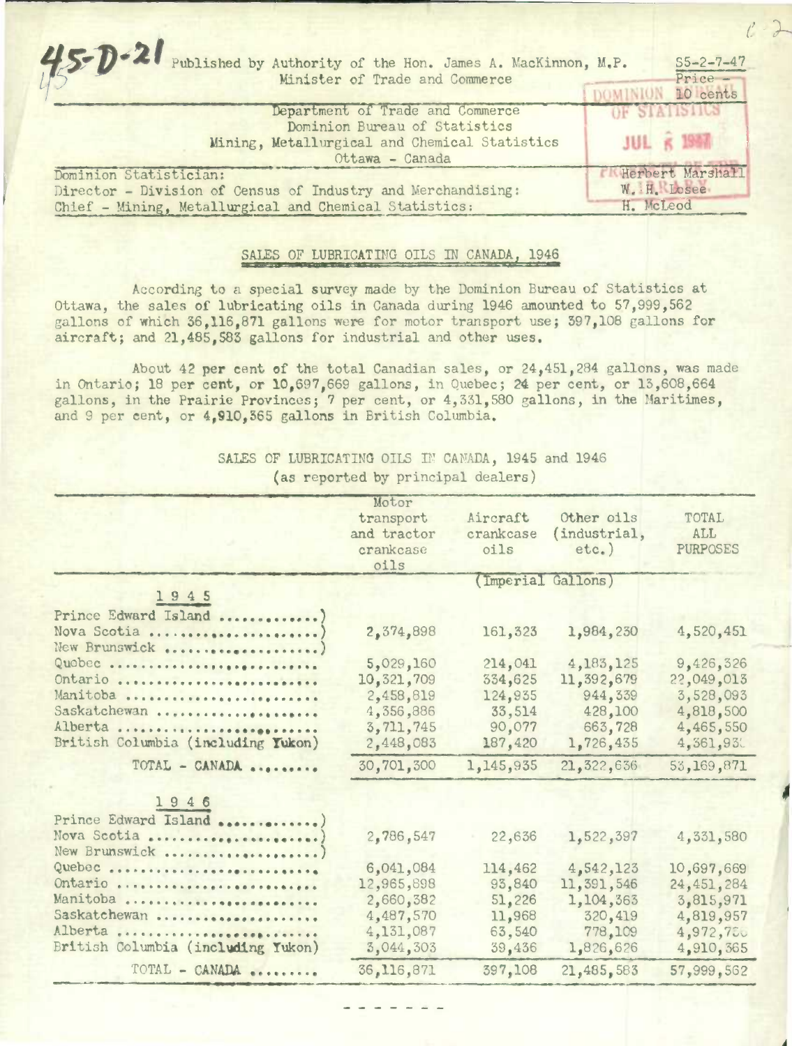45-D-21

Published by Authority of the Hon. James A. MacKinnon, M.P.
Minister of Trade and Commerce

S5-2-7-47
Price - 10 cents

Department of Trade and Commerce
Dominion Bureau of Statistics
Mining, Metallurgical and Chemical Statistics
Ottawa - Canada

Dominion Statistician: Herbert Marshall
Director - Division of Census of Industry and Merchandising: W. H. Losee
Chief - Mining, Metallurgical and Chemical Statistics: H. McLeod

## SALES OF LUBRICATING OILS IN CANADA, 1946

According to a special survey made by the Dominion Bureau of Statistics at Ottawa, the sales of lubricating oils in Canada during 1946 amounted to 57,999,562 gallons of which 36,116,871 gallons were for motor transport use; 397,108 gallons for aircraft; and 21,485,583 gallons for industrial and other uses.

About 42 per cent of the total Canadian sales, or 24,451,284 gallons, was made in Ontario; 18 per cent, or 10,697,669 gallons, in Quebec; 24 per cent, or 13,608,664 gallons, in the Prairie Provinces; 7 per cent, or 4,331,580 gallons, in the Maritimes, and 9 per cent, or 4,910,365 gallons in British Columbia.

SALES OF LUBRICATING OILS IN CANADA, 1945 and 1946
(as reported by principal dealers)

| | Motor transport and tractor crankcase oils | Aircraft crankcase oils | Other oils (industrial, etc.) | TOTAL ALL PURPOSES |
|---|---|---|---|---|
| | (Imperial Gallons) | | | |
| **1945** | | | | |
| Prince Edward Island, Nova Scotia, New Brunswick | 2,374,898 | 161,323 | 1,984,230 | 4,520,451 |
| Quebec | 5,029,160 | 214,041 | 4,183,125 | 9,426,326 |
| Ontario | 10,321,709 | 334,625 | 11,392,679 | 22,049,013 |
| Manitoba | 2,458,819 | 124,935 | 944,339 | 3,528,093 |
| Saskatchewan | 4,356,886 | 33,514 | 428,100 | 4,818,500 |
| Alberta | 3,711,745 | 90,077 | 663,728 | 4,465,550 |
| British Columbia (including Yukon) | 2,448,083 | 187,420 | 1,726,435 | 4,361,938 |
| TOTAL - CANADA | 30,701,300 | 1,145,935 | 21,322,636 | 53,169,871 |
| **1946** | | | | |
| Prince Edward Island, Nova Scotia, New Brunswick | 2,786,547 | 22,636 | 1,522,397 | 4,331,580 |
| Quebec | 6,041,084 | 114,462 | 4,542,123 | 10,697,669 |
| Ontario | 12,965,898 | 93,840 | 11,391,546 | 24,451,284 |
| Manitoba | 2,660,382 | 51,226 | 1,104,363 | 3,815,971 |
| Saskatchewan | 4,487,570 | 11,968 | 320,419 | 4,819,957 |
| Alberta | 4,131,087 | 63,540 | 778,109 | 4,972,736 |
| British Columbia (including Yukon) | 3,044,303 | 39,436 | 1,826,626 | 4,910,365 |
| TOTAL - CANADA | 36,116,871 | 397,108 | 21,485,583 | 57,999,562 |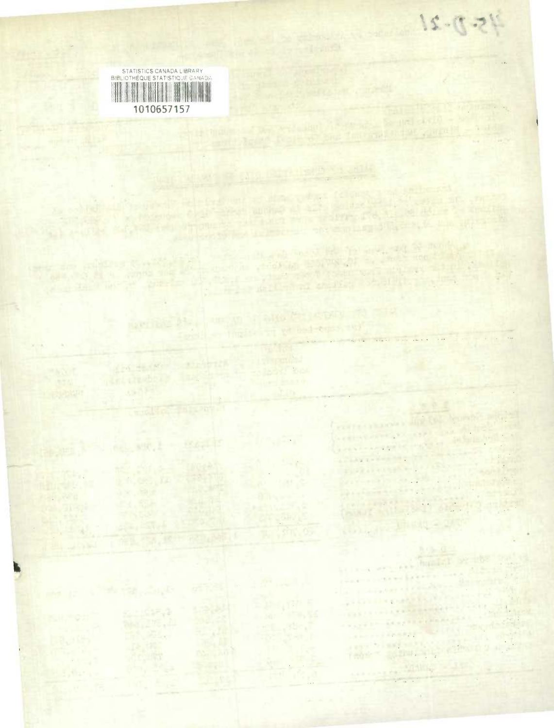45-D-21

STATISTICS CANADA LIBRARY
BIBLIOTHÈQUE STATISTIQUE CANADA

1010657157